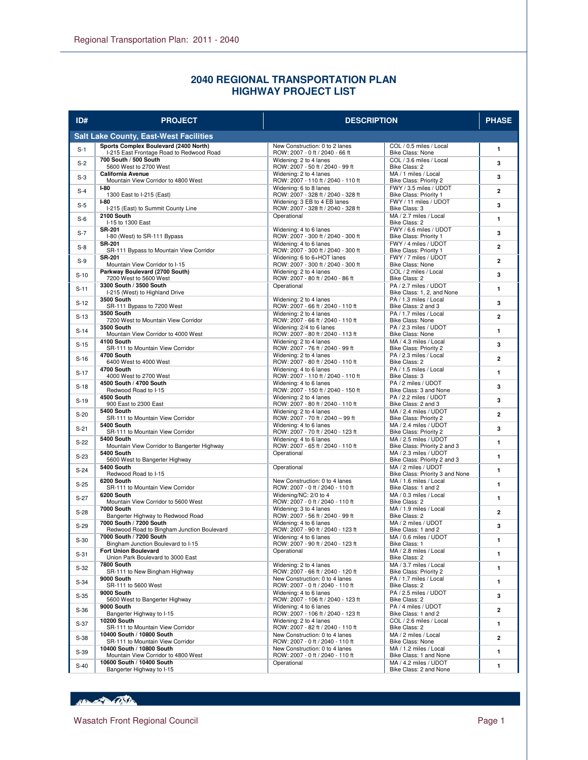# 2040 REGIONAL TRANSPORTATION PLAN
# HIGHWAY PROJECT LIST

| ID# | PROJECT | DESCRIPTION | | PHASE |
|---|---|---|---|---|
| **Salt Lake County, East-West Facilities** | | | | |
| S-1 | **Sports Complex Boulevard (2400 North)** I-215 East Frontage Road to Redwood Road | New Construction: 0 to 2 lanes ROW: 2007 - 0 ft / 2040 - 66 ft | COL / 0.5 miles / Local Bike Class: None | 1 |
| S-2 | **700 South / 500 South** 5600 West to 2700 West | Widening: 2 to 4 lanes ROW: 2007 - 50 ft / 2040 - 99 ft | COL / 3.6 miles / Local Bike Class: 2 | 3 |
| S-3 | **California Avenue** Mountain View Corridor to 4800 West | Widening: 2 to 4 lanes ROW: 2007 - 110 ft / 2040 - 110 ft | MA / 1 miles / Local Bike Class: Priority 2 | 3 |
| S-4 | **I-80** 1300 East to I-215 (East) | Widening: 6 to 8 lanes ROW: 2007 - 328 ft / 2040 - 328 ft | FWY / 3.5 miles / UDOT Bike Class: Priority 1 | 2 |
| S-5 | **I-80** I-215 (East) to Summit County Line | Widening: 3 EB to 4 EB lanes ROW: 2007 - 328 ft / 2040 - 328 ft | FWY / 11 miles / UDOT Bike Class: 3 | 3 |
| S-6 | **2100 South** I-15 to 1300 East | Operational | MA / 2.7 miles / Local Bike Class: 2 | 1 |
| S-7 | **SR-201** I-80 (West) to SR-111 Bypass | Widening: 4 to 6 lanes ROW: 2007 - 300 ft / 2040 - 300 ft | FWY / 6.6 miles / UDOT Bike Class: Priority 1 | 3 |
| S-8 | **SR-201** SR-111 Bypass to Mountain View Corridor | Widening: 4 to 6 lanes ROW: 2007 - 300 ft / 2040 - 300 ft | FWY / 4 miles / UDOT Bike Class: Priority 1 | 2 |
| S-9 | **SR-201** Mountain View Corridor to I-15 | Widening: 6 to 6+HOT lanes ROW: 2007 - 300 ft / 2040 - 300 ft | FWY / 7 miles / UDOT Bike Class: None | 2 |
| S-10 | **Parkway Boulevard (2700 South)** 7200 West to 5600 West | Widening: 2 to 4 lanes ROW: 2007 - 80 ft / 2040 - 86 ft | COL / 2 miles / Local Bike Class: 2 | 3 |
| S-11 | **3300 South / 3500 South** I-215 (West) to Highland Drive | Operational | PA / 2.7 miles / UDOT Bike Class: 1, 2, and None | 1 |
| S-12 | **3500 South** SR-111 Bypass to 7200 West | Widening: 2 to 4 lanes ROW: 2007 - 66 ft / 2040 - 110 ft | PA / 1.3 miles / Local Bike Class: 2 and 3 | 3 |
| S-13 | **3500 South** 7200 West to Mountain View Corridor | Widening: 2 to 4 lanes ROW: 2007 - 66 ft / 2040 - 110 ft | PA / 1.7 miles / Local Bike Class: None | 2 |
| S-14 | **3500 South** Mountain View Corridor to 4000 West | Widening: 2/4 to 6 lanes ROW: 2007 - 80 ft / 2040 - 113 ft | PA / 2.3 miles / UDOT Bike Class: None | 1 |
| S-15 | **4100 South** SR-111 to Mountain View Corridor | Widening: 2 to 4 lanes ROW: 2007 - 76 ft / 2040 - 99 ft | MA / 4.3 miles / Local Bike Class: Priority 2 | 3 |
| S-16 | **4700 South** 6400 West to 4000 West | Widening: 2 to 4 lanes ROW: 2007 - 80 ft / 2040 - 110 ft | PA / 2.3 miles / Local Bike Class: 2 | 2 |
| S-17 | **4700 South** 4000 West to 2700 West | Widening: 4 to 6 lanes ROW: 2007 - 110 ft / 2040 - 110 ft | PA / 1.5 miles / Local Bike Class: 3 | 1 |
| S-18 | **4500 South / 4700 South** Redwood Road to I-15 | Widening: 4 to 6 lanes ROW: 2007 - 150 ft / 2040 - 150 ft | PA / 2 miles / UDOT Bike Class: 3 and None | 3 |
| S-19 | **4500 South** 900 East to 2300 East | Widening: 2 to 4 lanes ROW: 2007 - 80 ft / 2040 - 110 ft | PA / 2.2 miles / UDOT Bike Class: 2 and 3 | 3 |
| S-20 | **5400 South** SR-111 to Mountain View Corridor | Widening: 2 to 4 lanes ROW: 2007 - 70 ft / 2040 – 99 ft | MA / 2.4 miles / UDOT Bike Class: Priority 2 | 2 |
| S-21 | **5400 South** SR-111 to Mountain View Corridor | Widening: 4 to 6 lanes ROW: 2007 - 70 ft / 2040 - 123 ft | MA / 2.4 miles / UDOT Bike Class: Priority 2 | 3 |
| S-22 | **5400 South** Mountain View Corridor to Bangerter Highway | Widening: 4 to 6 lanes ROW: 2007 - 65 ft / 2040 - 110 ft | MA / 2.5 miles / UDOT Bike Class: Priority 2 and 3 | 1 |
| S-23 | **5400 South** 5600 West to Bangerter Highway | Operational | MA / 2.3 miles / UDOT Bike Class: Priority 2 and 3 | 1 |
| S-24 | **5400 South** Redwood Road to I-15 | Operational | MA / 2 miles / UDOT Bike Class: Priority 3 and None | 1 |
| S-25 | **6200 South** SR-111 to Mountain View Corridor | New Construction: 0 to 4 lanes ROW: 2007 - 0 ft / 2040 - 110 ft | MA / 1.6 miles / Local Bike Class: 1 and 2 | 1 |
| S-27 | **6200 South** Mountain View Corridor to 5600 West | Widening/NC: 2/0 to 4 ROW: 2007 - 0 ft / 2040 - 110 ft | MA / 0.3 miles / Local Bike Class: 2 | 1 |
| S-28 | **7000 South** Bangerter Highway to Redwood Road | Widening: 3 to 4 lanes ROW: 2007 - 56 ft / 2040 - 99 ft | MA / 1.9 miles / Local Bike Class: 2 | 2 |
| S-29 | **7000 South / 7200 South** Redwood Road to Bingham Junction Boulevard | Widening: 4 to 6 lanes ROW: 2007 - 90 ft / 2040 - 123 ft | MA / 2 miles / UDOT Bike Class: 1 and 2 | 3 |
| S-30 | **7000 South / 7200 South** Bingham Junction Boulevard to I-15 | Widening: 4 to 6 lanes ROW: 2007 - 90 ft / 2040 - 123 ft | MA / 0.6 miles / UDOT Bike Class: 1 | 1 |
| S-31 | **Fort Union Boulevard** Union Park Boulevard to 3000 East | Operational | MA / 2.8 miles / Local Bike Class: 2 | 1 |
| S-32 | **7800 South** SR-111 to New Bingham Highway | Widening: 2 to 4 lanes ROW: 2007 - 66 ft / 2040 - 120 ft | MA / 3.7 miles / Local Bike Class: Priority 2 | 1 |
| S-34 | **9000 South** SR-111 to 5600 West | New Construction: 0 to 4 lanes ROW: 2007 - 0 ft / 2040 - 110 ft | PA / 1.7 miles / Local Bike Class: 2 | 1 |
| S-35 | **9000 South** 5600 West to Bangerter Highway | Widening: 4 to 6 lanes ROW: 2007 - 106 ft / 2040 - 123 ft | PA / 2.5 miles / UDOT Bike Class: 2 | 3 |
| S-36 | **9000 South** Bangerter Highway to I-15 | Widening: 4 to 6 lanes ROW: 2007 - 106 ft / 2040 - 123 ft | PA / 4 miles / UDOT Bike Class: 1 and 2 | 2 |
| S-37 | **10200 South** SR-111 to Mountain View Corridor | Widening: 2 to 4 lanes ROW: 2007 - 82 ft / 2040 - 110 ft | COL / 2.6 miles / Local Bike Class: 2 | 1 |
| S-38 | **10400 South / 10800 South** SR-111 to Mountain View Corridor | New Construction: 0 to 4 lanes ROW: 2007 - 0 ft / 2040 - 110 ft | MA / 2 miles / Local Bike Class: None | 2 |
| S-39 | **10400 South / 10800 South** Mountain View Corridor to 4800 West | New Construction: 0 to 4 lanes ROW: 2007 - 0 ft / 2040 - 110 ft | MA / 1.2 miles / Local Bike Class: 1 and None | 1 |
| S-40 | **10600 South / 10400 South** Bangerter Highway to I-15 | Operational | MA / 4.2 miles / UDOT Bike Class: 2 and None | 1 |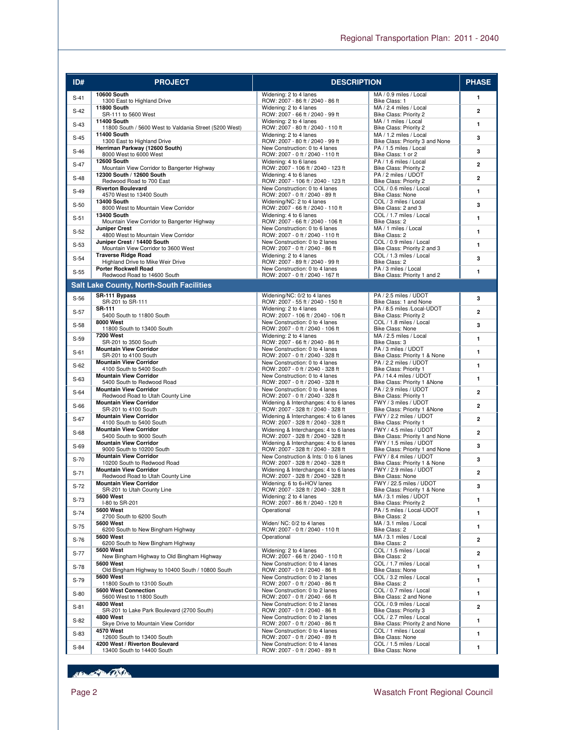| ID# | PROJECT | DESCRIPTION | | PHASE |
|---|---|---|---|---|
| S-41 | **10600 South** 1300 East to Highland Drive | Widening: 2 to 4 lanes ROW: 2007 - 86 ft / 2040 - 86 ft | MA / 0.9 miles / Local Bike Class: 1 | 1 |
| S-42 | **11800 South** SR-111 to 5600 West | Widening: 2 to 4 lanes ROW: 2007 - 66 ft / 2040 - 99 ft | MA / 2.4 miles / Local Bike Class: Priority 2 | 2 |
| S-43 | **11400 South** 11800 South / 5600 West to Valdania Street (5200 West) | Widening: 2 to 4 lanes ROW: 2007 - 80 ft / 2040 - 110 ft | MA / 1 miles / Local Bike Class: Priority 2 | 1 |
| S-45 | **11400 South** 1300 East to Highland Drive | Widening: 2 to 4 lanes ROW: 2007 - 80 ft / 2040 - 99 ft | MA / 1.2 miles / Local Bike Class: Priority 3 and None | 3 |
| S-46 | **Herriman Parkway (12600 South)** 8000 West to 6000 West | New Construction: 0 to 4 lanes ROW: 2007 - 0 ft / 2040 - 110 ft | PA / 1.5 miles / Local Bike Class: 1 or 2 | 3 |
| S-47 | **12600 South** Mountain View Corridor to Bangerter Highway | Widening: 4 to 6 lanes ROW: 2007 - 106 ft / 2040 - 123 ft | PA / 1.6 miles / Local Bike Class: Priority 2 | 2 |
| S-48 | **12300 South / 12600 South** Redwood Road to 700 East | Widening: 4 to 6 lanes ROW: 2007 - 106 ft / 2040 - 123 ft | PA / 2 miles / UDOT Bike Class: Priority 2 | 2 |
| S-49 | **Riverton Boulevard** 4570 West to 13400 South | New Construction: 0 to 4 lanes ROW: 2007 - 0 ft / 2040 - 89 ft | COL / 0.6 miles / Local Bike Class: None | 1 |
| S-50 | **13400 South** 8000 West to Mountain View Corridor | Widening/NC: 2 to 4 lanes ROW: 2007 - 66 ft / 2040 - 110 ft | COL / 3 miles / Local Bike Class: 2 and 3 | 3 |
| S-51 | **13400 South** Mountain View Corridor to Bangerter Highway | Widening: 4 to 6 lanes ROW: 2007 - 66 ft / 2040 - 106 ft | COL / 1.7 miles / Local Bike Class: 2 | 1 |
| S-52 | **Juniper Crest** 4800 West to Mountain View Corridor | New Construction: 0 to 6 lanes ROW: 2007 - 0 ft / 2040 - 110 ft | MA / 1 miles / Local Bike Class: 2 | 1 |
| S-53 | **Juniper Crest / 14400 South** Mountain View Corridor to 3600 West | New Construction: 0 to 2 lanes ROW: 2007 - 0 ft / 2040 - 86 ft | COL / 0.9 miles / Local Bike Class: Priority 2 and 3 | 1 |
| S-54 | **Traverse Ridge Road** Highland Drive to Mike Weir Drive | Widening: 2 to 4 lanes ROW: 2007 - 89 ft / 2040 - 99 ft | COL / 1.3 miles / Local Bike Class: 2 | 3 |
| S-55 | **Porter Rockwell Road** Redwood Road to 14600 South | New Construction: 0 to 4 lanes ROW: 2007 - 0 ft / 2040 - 167 ft | PA / 3 miles / Local Bike Class: Priority 1 and 2 | 1 |
| **Salt Lake County, North-South Facilities** | | | | |
| S-56 | **SR-111 Bypass** SR-201 to SR-111 | Widening/NC: 0/2 to 4 lanes ROW: 2007 - 55 ft / 2040 - 150 ft | PA / 2.5 miles / UDOT Bike Class: 1 and None | 3 |
| S-57 | **SR-111** 5400 South to 11800 South | Widening: 2 to 4 lanes ROW: 2007 - 106 ft / 2040 - 106 ft | PA / 8.5 miles /Local-UDOT Bike Class: Priority 2 | 2 |
| S-58 | **8000 West** 11800 South to 13400 South | New Construction: 0 to 4 lanes ROW: 2007 - 0 ft / 2040 - 106 ft | COL / 1.8 miles / Local Bike Class: None | 3 |
| S-59 | **7200 West** SR-201 to 3500 South | Widening: 2 to 4 lanes ROW: 2007 - 66 ft / 2040 - 86 ft | MA / 2.5 miles / Local Bike Class: 3 | 1 |
| S-61 | **Mountain View Corridor** SR-201 to 4100 South | New Construction: 0 to 4 lanes ROW: 2007 - 0 ft / 2040 - 328 ft | PA / 3 miles / UDOT Bike Class: Priority 1 & None | 1 |
| S-62 | **Mountain View Corridor** 4100 South to 5400 South | New Construction: 0 to 4 lanes ROW: 2007 - 0 ft / 2040 - 328 ft | PA / 2.2 miles / UDOT Bike Class: Priority 1 | 1 |
| S-63 | **Mountain View Corridor** 5400 South to Redwood Road | New Construction: 0 to 4 lanes ROW: 2007 - 0 ft / 2040 - 328 ft | PA / 14.4 miles / UDOT Bike Class: Priority 1 &None | 1 |
| S-64 | **Mountain View Corridor** Redwood Road to Utah County Line | New Construction: 0 to 4 lanes ROW: 2007 - 0 ft / 2040 - 328 ft | PA / 2.9 miles / UDOT Bike Class: Priority 1 | 2 |
| S-66 | **Mountain View Corridor** SR-201 to 4100 South | Widening & Interchanges: 4 to 6 lanes ROW: 2007 - 328 ft / 2040 - 328 ft | FWY / 3 miles / UDOT Bike Class: Priority 1 &None | 2 |
| S-67 | **Mountain View Corridor** 4100 South to 5400 South | Widening & Interchanges: 4 to 6 lanes ROW: 2007 - 328 ft / 2040 - 328 ft | FWY / 2.2 miles / UDOT Bike Class: Priority 1 | 2 |
| S-68 | **Mountain View Corridor** 5400 South to 9000 South | Widening & Interchanges: 4 to 6 lanes ROW: 2007 - 328 ft / 2040 - 328 ft | FWY / 4.5 miles / UDOT Bike Class: Priority 1 and None | 2 |
| S-69 | **Mountain View Corridor** 9000 South to 10200 South | Widening & Interchanges: 4 to 6 lanes ROW: 2007 - 328 ft / 2040 - 328 ft | FWY / 1.5 miles / UDOT Bike Class: Priority 1 and None | 3 |
| S-70 | **Mountain View Corridor** 10200 South to Redwood Road | New Construction & Ints: 0 to 6 lanes ROW: 2007 - 328 ft / 2040 - 328 ft | FWY / 8.4 miles / UDOT Bike Class: Priority 1 & None | 3 |
| S-71 | **Mountain View Corridor** Redwood Road to Utah County Line | Widening & Interchanges: 4 to 6 lanes ROW: 2007 - 328 ft / 2040 - 328 ft | FWY / 2.9 miles / UDOT Bike Class: None | 2 |
| S-72 | **Mountain View Corridor** SR-201 to Utah County Line | Widening: 6 to 6+HOV lanes ROW: 2007 - 328 ft / 2040 - 328 ft | FWY / 22.5 miles / UDOT Bike Class: Priority 1 & None | 3 |
| S-73 | **5600 West** I-80 to SR-201 | Widening: 2 to 4 lanes ROW: 2007 - 86 ft / 2040 - 120 ft | MA / 3.1 miles / UDOT Bike Class: Priority 2 | 1 |
| S-74 | **5600 West** 2700 South to 6200 South | Operational | PA / 5 miles / Local-UDOT Bike Class: 2 | 1 |
| S-75 | **5600 West** 6200 South to New Bingham Highway | Widen/ NC: 0/2 to 4 lanes ROW: 2007 - 0 ft / 2040 - 110 ft | MA / 3.1 miles / Local Bike Class: 2 | 1 |
| S-76 | **5600 West** 6200 South to New Bingham Highway | Operational | MA / 3.1 miles / Local Bike Class: 2 | 2 |
| S-77 | **5600 West** New Bingham Highway to Old Bingham Highway | Widening: 2 to 4 lanes ROW: 2007 - 66 ft / 2040 - 110 ft | COL / 1.5 miles / Local Bike Class: 2 | 2 |
| S-78 | **5600 West** Old Bingham Highway to 10400 South / 10800 South | New Construction: 0 to 4 lanes ROW: 2007 - 0 ft / 2040 - 86 ft | COL / 1.7 miles / Local Bike Class: None | 1 |
| S-79 | **5600 West** 11800 South to 13100 South | New Construction: 0 to 2 lanes ROW: 2007 - 0 ft / 2040 - 86 ft | COL / 3.2 miles / Local Bike Class: 2 | 1 |
| S-80 | **5600 West Connection** 5600 West to 11800 South | New Construction: 0 to 2 lanes ROW: 2007 - 0 ft / 2040 - 66 ft | COL / 0.7 miles / Local Bike Class: 2 and None | 1 |
| S-81 | **4800 West** SR-201 to Lake Park Boulevard (2700 South) | New Construction: 0 to 2 lanes ROW: 2007 - 0 ft / 2040 - 86 ft | COL / 0.9 miles / Local Bike Class: Priority 3 | 2 |
| S-82 | **4800 West** Skye Drive to Mountain View Corridor | New Construction: 0 to 2 lanes ROW: 2007 - 0 ft / 2040 - 86 ft | COL / 2.7 miles / Local Bike Class: Priority 2 and None | 1 |
| S-83 | **4570 West** 12600 South to 13400 South | New Construction: 0 to 4 lanes ROW: 2007 - 0 ft / 2040 - 89 ft | COL / 1 miles / Local Bike Class: None | 1 |
| S-84 | **4200 West / Riverton Boulevard** 13400 South to 14400 South | New Construction: 0 to 4 lanes ROW: 2007 - 0 ft / 2040 - 89 ft | COL / 1.5 miles / Local Bike Class: None | 1 |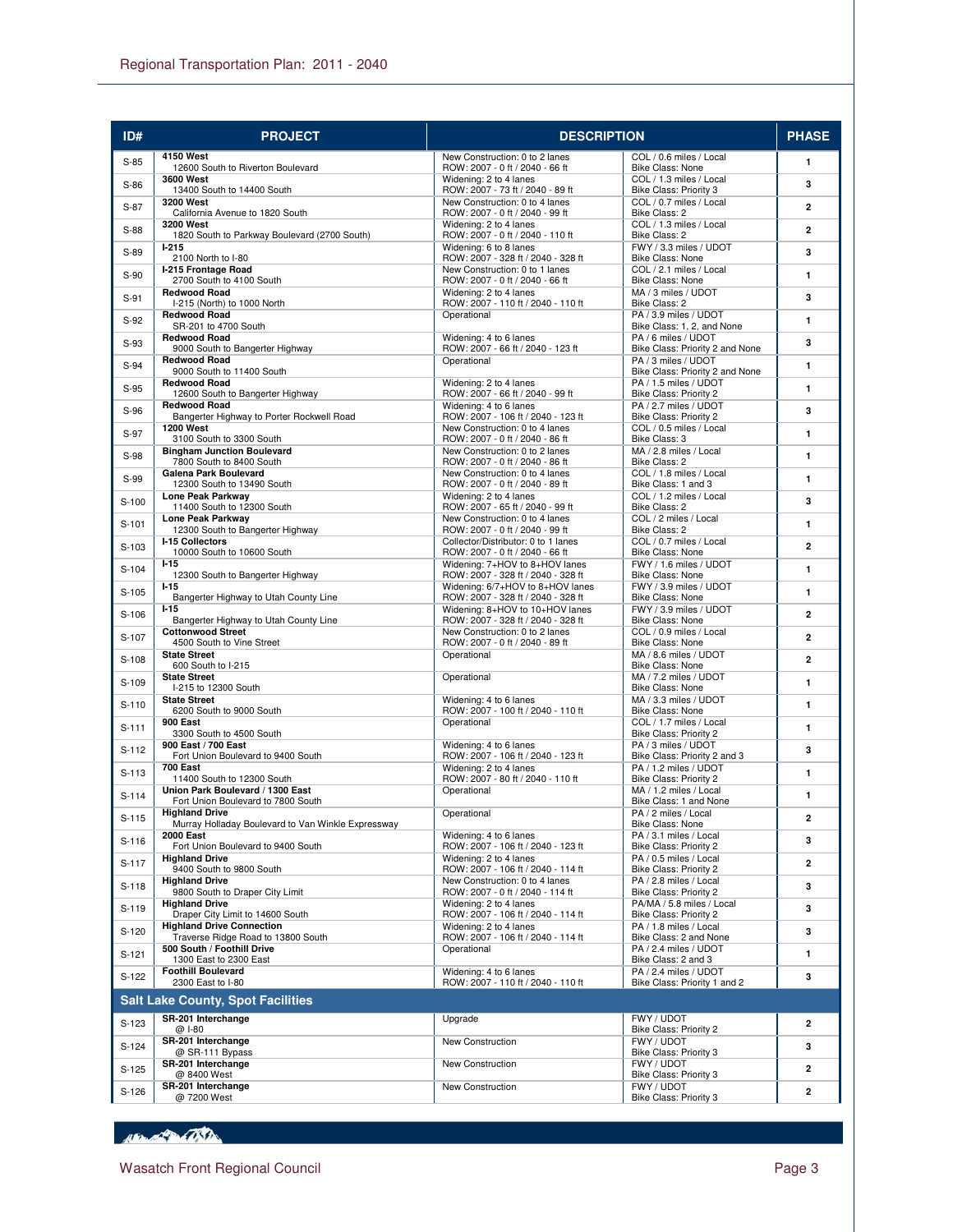| ID# | PROJECT | DESCRIPTION | | PHASE |
|---|---|---|---|---|
| S-85 | **4150 West** 12600 South to Riverton Boulevard | New Construction: 0 to 2 lanes ROW: 2007 - 0 ft / 2040 - 66 ft | COL / 0.6 miles / Local Bike Class: None | 1 |
| S-86 | **3600 West** 13400 South to 14400 South | Widening: 2 to 4 lanes ROW: 2007 - 73 ft / 2040 - 89 ft | COL / 1.3 miles / Local Bike Class: Priority 3 | 3 |
| S-87 | **3200 West** California Avenue to 1820 South | New Construction: 0 to 4 lanes ROW: 2007 - 0 ft / 2040 - 99 ft | COL / 0.7 miles / Local Bike Class: 2 | 2 |
| S-88 | **3200 West** 1820 South to Parkway Boulevard (2700 South) | Widening: 2 to 4 lanes ROW: 2007 - 0 ft / 2040 - 110 ft | COL / 1.3 miles / Local Bike Class: 2 | 2 |
| S-89 | **I-215** 2100 North to I-80 | Widening: 6 to 8 lanes ROW: 2007 - 328 ft / 2040 - 328 ft | FWY / 3.3 miles / UDOT Bike Class: None | 3 |
| S-90 | **I-215 Frontage Road** 2700 South to 4100 South | New Construction: 0 to 1 lanes ROW: 2007 - 0 ft / 2040 - 66 ft | COL / 2.1 miles / Local Bike Class: None | 1 |
| S-91 | **Redwood Road** I-215 (North) to 1000 North | Widening: 2 to 4 lanes ROW: 2007 - 110 ft / 2040 - 110 ft | MA / 3 miles / UDOT Bike Class: 2 | 3 |
| S-92 | **Redwood Road** SR-201 to 4700 South | Operational | PA / 3.9 miles / UDOT Bike Class: 1, 2, and None | 1 |
| S-93 | **Redwood Road** 9000 South to Bangerter Highway | Widening: 4 to 6 lanes ROW: 2007 - 66 ft / 2040 - 123 ft | PA / 6 miles / UDOT Bike Class: Priority 2 and None | 3 |
| S-94 | **Redwood Road** 9000 South to 11400 South | Operational | PA / 3 miles / UDOT Bike Class: Priority 2 and None | 1 |
| S-95 | **Redwood Road** 12600 South to Bangerter Highway | Widening: 2 to 4 lanes ROW: 2007 - 66 ft / 2040 - 99 ft | PA / 1.5 miles / UDOT Bike Class: Priority 2 | 1 |
| S-96 | **Redwood Road** Bangerter Highway to Porter Rockwell Road | Widening: 4 to 6 lanes ROW: 2007 - 106 ft / 2040 - 123 ft | PA / 2.7 miles / UDOT Bike Class: Priority 2 | 3 |
| S-97 | **1200 West** 3100 South to 3300 South | New Construction: 0 to 4 lanes ROW: 2007 - 0 ft / 2040 - 86 ft | COL / 0.5 miles / Local Bike Class: 3 | 1 |
| S-98 | **Bingham Junction Boulevard** 7800 South to 8400 South | New Construction: 0 to 2 lanes ROW: 2007 - 0 ft / 2040 - 86 ft | MA / 2.8 miles / Local Bike Class: 2 | 1 |
| S-99 | **Galena Park Boulevard** 12300 South to 13490 South | New Construction: 0 to 4 lanes ROW: 2007 - 0 ft / 2040 - 89 ft | COL / 1.8 miles / Local Bike Class: 1 and 3 | 1 |
| S-100 | **Lone Peak Parkway** 11400 South to 12300 South | Widening: 2 to 4 lanes ROW: 2007 - 65 ft / 2040 - 99 ft | COL / 1.2 miles / Local Bike Class: 2 | 3 |
| S-101 | **Lone Peak Parkway** 12300 South to Bangerter Highway | New Construction: 0 to 4 lanes ROW: 2007 - 0 ft / 2040 - 99 ft | COL / 2 miles / Local Bike Class: 2 | 1 |
| S-103 | **I-15 Collectors** 10000 South to 10600 South | Collector/Distributor: 0 to 1 lanes ROW: 2007 - 0 ft / 2040 - 66 ft | COL / 0.7 miles / Local Bike Class: None | 2 |
| S-104 | **I-15** 12300 South to Bangerter Highway | Widening: 7+HOV to 8+HOV lanes ROW: 2007 - 328 ft / 2040 - 328 ft | FWY / 1.6 miles / UDOT Bike Class: None | 1 |
| S-105 | **I-15** Bangerter Highway to Utah County Line | Widening: 6/7+HOV to 8+HOV lanes ROW: 2007 - 328 ft / 2040 - 328 ft | FWY / 3.9 miles / UDOT Bike Class: None | 1 |
| S-106 | **I-15** Bangerter Highway to Utah County Line | Widening: 8+HOV to 10+HOV lanes ROW: 2007 - 328 ft / 2040 - 328 ft | FWY / 3.9 miles / UDOT Bike Class: None | 2 |
| S-107 | **Cottonwood Street** 4500 South to Vine Street | New Construction: 0 to 2 lanes ROW: 2007 - 0 ft / 2040 - 89 ft | COL / 0.9 miles / Local Bike Class: None | 2 |
| S-108 | **State Street** 600 South to I-215 | Operational | MA / 8.6 miles / UDOT Bike Class: None | 2 |
| S-109 | **State Street** I-215 to 12300 South | Operational | MA / 7.2 miles / UDOT Bike Class: None | 1 |
| S-110 | **State Street** 6200 South to 9000 South | Widening: 4 to 6 lanes ROW: 2007 - 100 ft / 2040 - 110 ft | MA / 3.3 miles / UDOT Bike Class: None | 1 |
| S-111 | **900 East** 3300 South to 4500 South | Operational | COL / 1.7 miles / Local Bike Class: Priority 2 | 1 |
| S-112 | **900 East / 700 East** Fort Union Boulevard to 9400 South | Widening: 4 to 6 lanes ROW: 2007 - 106 ft / 2040 - 123 ft | PA / 3 miles / UDOT Bike Class: Priority 2 and 3 | 3 |
| S-113 | **700 East** 11400 South to 12300 South | Widening: 2 to 4 lanes ROW: 2007 - 80 ft / 2040 - 110 ft | PA / 1.2 miles / UDOT Bike Class: Priority 2 | 1 |
| S-114 | **Union Park Boulevard / 1300 East** Fort Union Boulevard to 7800 South | Operational | MA / 1.2 miles / Local Bike Class: 1 and None | 1 |
| S-115 | **Highland Drive** Murray Holladay Boulevard to Van Winkle Expressway | Operational | PA / 2 miles / Local Bike Class: None | 2 |
| S-116 | **2000 East** Fort Union Boulevard to 9400 South | Widening: 4 to 6 lanes ROW: 2007 - 106 ft / 2040 - 123 ft | PA / 3.1 miles / Local Bike Class: Priority 2 | 3 |
| S-117 | **Highland Drive** 9400 South to 9800 South | Widening: 2 to 4 lanes ROW: 2007 - 106 ft / 2040 - 114 ft | PA / 0.5 miles / Local Bike Class: Priority 2 | 2 |
| S-118 | **Highland Drive** 9800 South to Draper City Limit | New Construction: 0 to 4 lanes ROW: 2007 - 0 ft / 2040 - 114 ft | PA / 2.8 miles / Local Bike Class: Priority 2 | 3 |
| S-119 | **Highland Drive** Draper City Limit to 14600 South | Widening: 2 to 4 lanes ROW: 2007 - 106 ft / 2040 - 114 ft | PA/MA / 5.8 miles / Local Bike Class: Priority 2 | 3 |
| S-120 | **Highland Drive Connection** Traverse Ridge Road to 13800 South | Widening: 2 to 4 lanes ROW: 2007 - 106 ft / 2040 - 114 ft | PA / 1.8 miles / Local Bike Class: 2 and None | 3 |
| S-121 | **500 South / Foothill Drive** 1300 East to 2300 East | Operational | PA / 2.4 miles / UDOT Bike Class: 2 and 3 | 1 |
| S-122 | **Foothill Boulevard** 2300 East to I-80 | Widening: 4 to 6 lanes ROW: 2007 - 110 ft / 2040 - 110 ft | PA / 2.4 miles / UDOT Bike Class: Priority 1 and 2 | 3 |
| **Salt Lake County, Spot Facilities** | | | | |
| S-123 | **SR-201 Interchange** @ I-80 | Upgrade | FWY / UDOT Bike Class: Priority 2 | 2 |
| S-124 | **SR-201 Interchange** @ SR-111 Bypass | New Construction | FWY / UDOT Bike Class: Priority 3 | 3 |
| S-125 | **SR-201 Interchange** @ 8400 West | New Construction | FWY / UDOT Bike Class: Priority 3 | 2 |
| S-126 | **SR-201 Interchange** @ 7200 West | New Construction | FWY / UDOT Bike Class: Priority 3 | 2 |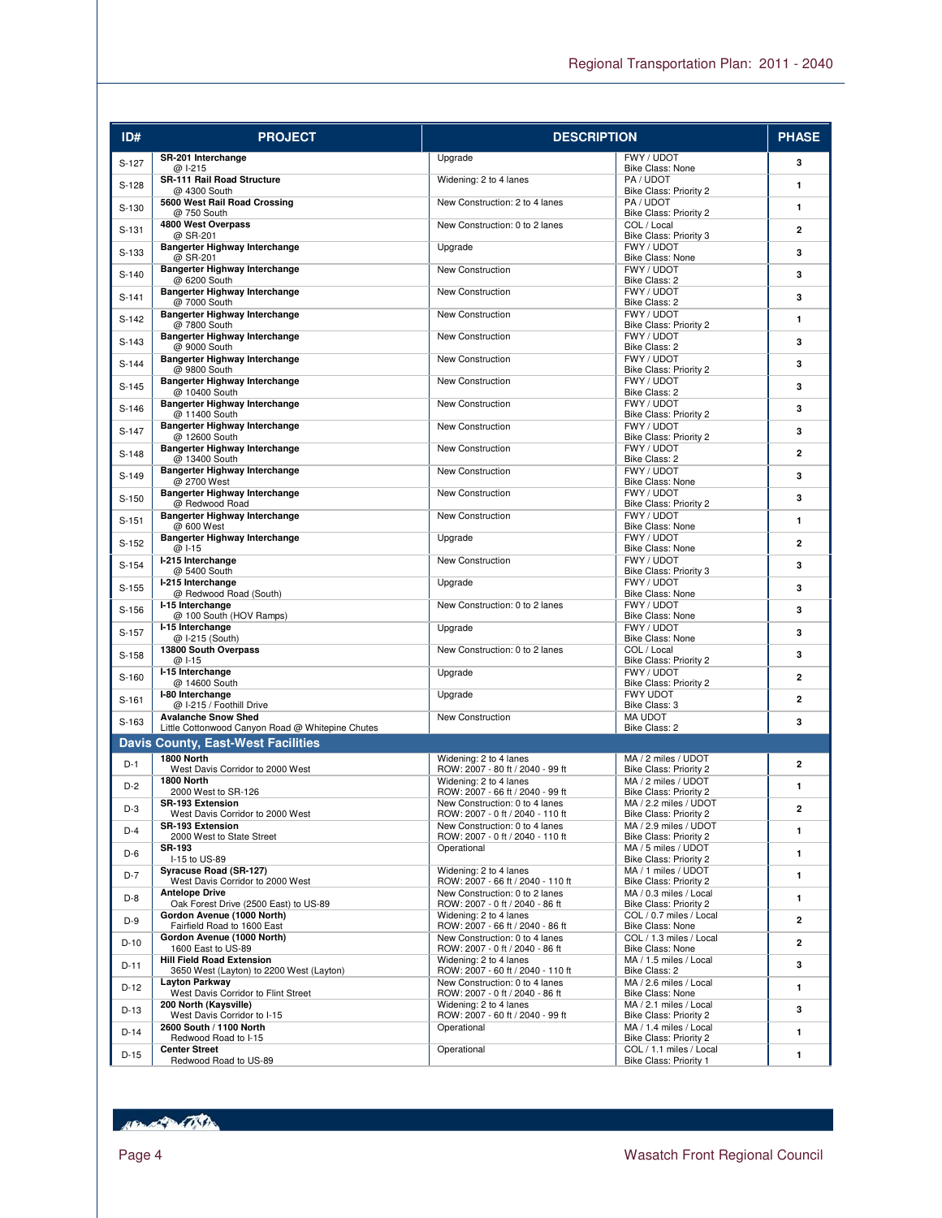| ID# | PROJECT | DESCRIPTION | | PHASE |
|---|---|---|---|---|
| S-127 | **SR-201 Interchange**<br>@ I-215 | Upgrade | FWY / UDOT<br>Bike Class: None | 3 |
| S-128 | **SR-111 Rail Road Structure**<br>@ 4300 South | Widening: 2 to 4 lanes | PA / UDOT<br>Bike Class: Priority 2 | 1 |
| S-130 | **5600 West Rail Road Crossing**<br>@ 750 South | New Construction: 2 to 4 lanes | PA / UDOT<br>Bike Class: Priority 2 | 1 |
| S-131 | **4800 West Overpass**<br>@ SR-201 | New Construction: 0 to 2 lanes | COL / Local<br>Bike Class: Priority 3 | 2 |
| S-133 | **Bangerter Highway Interchange**<br>@ SR-201 | Upgrade | FWY / UDOT<br>Bike Class: None | 3 |
| S-140 | **Bangerter Highway Interchange**<br>@ 6200 South | New Construction | FWY / UDOT<br>Bike Class: 2 | 3 |
| S-141 | **Bangerter Highway Interchange**<br>@ 7000 South | New Construction | FWY / UDOT<br>Bike Class: 2 | 3 |
| S-142 | **Bangerter Highway Interchange**<br>@ 7800 South | New Construction | FWY / UDOT<br>Bike Class: Priority 2 | 1 |
| S-143 | **Bangerter Highway Interchange**<br>@ 9000 South | New Construction | FWY / UDOT<br>Bike Class: 2 | 3 |
| S-144 | **Bangerter Highway Interchange**<br>@ 9800 South | New Construction | FWY / UDOT<br>Bike Class: Priority 2 | 3 |
| S-145 | **Bangerter Highway Interchange**<br>@ 10400 South | New Construction | FWY / UDOT<br>Bike Class: 2 | 3 |
| S-146 | **Bangerter Highway Interchange**<br>@ 11400 South | New Construction | FWY / UDOT<br>Bike Class: Priority 2 | 3 |
| S-147 | **Bangerter Highway Interchange**<br>@ 12600 South | New Construction | FWY / UDOT<br>Bike Class: Priority 2 | 3 |
| S-148 | **Bangerter Highway Interchange**<br>@ 13400 South | New Construction | FWY / UDOT<br>Bike Class: 2 | 2 |
| S-149 | **Bangerter Highway Interchange**<br>@ 2700 West | New Construction | FWY / UDOT<br>Bike Class: None | 3 |
| S-150 | **Bangerter Highway Interchange**<br>@ Redwood Road | New Construction | FWY / UDOT<br>Bike Class: Priority 2 | 3 |
| S-151 | **Bangerter Highway Interchange**<br>@ 600 West | New Construction | FWY / UDOT<br>Bike Class: None | 1 |
| S-152 | **Bangerter Highway Interchange**<br>@ I-15 | Upgrade | FWY / UDOT<br>Bike Class: None | 2 |
| S-154 | **I-215 Interchange**<br>@ 5400 South | New Construction | FWY / UDOT<br>Bike Class: Priority 3 | 3 |
| S-155 | **I-215 Interchange**<br>@ Redwood Road (South) | Upgrade | FWY / UDOT<br>Bike Class: None | 3 |
| S-156 | **I-15 Interchange**<br>@ 100 South (HOV Ramps) | New Construction: 0 to 2 lanes | FWY / UDOT<br>Bike Class: None | 3 |
| S-157 | **I-15 Interchange**<br>@ I-215 (South) | Upgrade | FWY / UDOT<br>Bike Class: None | 3 |
| S-158 | **13800 South Overpass**<br>@ I-15 | New Construction: 0 to 2 lanes | COL / Local<br>Bike Class: Priority 2 | 3 |
| S-160 | **I-15 Interchange**<br>@ 14600 South | Upgrade | FWY / UDOT<br>Bike Class: Priority 2 | 2 |
| S-161 | **I-80 Interchange**<br>@ I-215 / Foothill Drive | Upgrade | FWY UDOT<br>Bike Class: 3 | 2 |
| S-163 | **Avalanche Snow Shed**<br>Little Cottonwood Canyon Road @ Whitepine Chutes | New Construction | MA UDOT<br>Bike Class: 2 | 3 |
| **Davis County, East-West Facilities** | | | | |
| D-1 | **1800 North**<br>West Davis Corridor to 2000 West | Widening: 2 to 4 lanes<br>ROW: 2007 - 80 ft / 2040 - 99 ft | MA / 2 miles / UDOT<br>Bike Class: Priority 2 | 2 |
| D-2 | **1800 North**<br>2000 West to SR-126 | Widening: 2 to 4 lanes<br>ROW: 2007 - 66 ft / 2040 - 99 ft | MA / 2 miles / UDOT<br>Bike Class: Priority 2 | 1 |
| D-3 | **SR-193 Extension**<br>West Davis Corridor to 2000 West | New Construction: 0 to 4 lanes<br>ROW: 2007 - 0 ft / 2040 - 110 ft | MA / 2.2 miles / UDOT<br>Bike Class: Priority 2 | 2 |
| D-4 | **SR-193 Extension**<br>2000 West to State Street | New Construction: 0 to 4 lanes<br>ROW: 2007 - 0 ft / 2040 - 110 ft | MA / 2.9 miles / UDOT<br>Bike Class: Priority 2 | 1 |
| D-6 | **SR-193**<br>I-15 to US-89 | Operational | MA / 5 miles / UDOT<br>Bike Class: Priority 2 | 1 |
| D-7 | **Syracuse Road (SR-127)**<br>West Davis Corridor to 2000 West | Widening: 2 to 4 lanes<br>ROW: 2007 - 66 ft / 2040 - 110 ft | MA / 1 miles / UDOT<br>Bike Class: Priority 2 | 1 |
| D-8 | **Antelope Drive**<br>Oak Forest Drive (2500 East) to US-89 | New Construction: 0 to 2 lanes<br>ROW: 2007 - 0 ft / 2040 - 86 ft | MA / 0.3 miles / Local<br>Bike Class: Priority 2 | 1 |
| D-9 | **Gordon Avenue (1000 North)**<br>Fairfield Road to 1600 East | Widening: 2 to 4 lanes<br>ROW: 2007 - 66 ft / 2040 - 86 ft | COL / 0.7 miles / Local<br>Bike Class: None | 2 |
| D-10 | **Gordon Avenue (1000 North)**<br>1600 East to US-89 | New Construction: 0 to 4 lanes<br>ROW: 2007 - 0 ft / 2040 - 86 ft | COL / 1.3 miles / Local<br>Bike Class: None | 2 |
| D-11 | **Hill Field Road Extension**<br>3650 West (Layton) to 2200 West (Layton) | Widening: 2 to 4 lanes<br>ROW: 2007 - 60 ft / 2040 - 110 ft | MA / 1.5 miles / Local<br>Bike Class: 2 | 3 |
| D-12 | **Layton Parkway**<br>West Davis Corridor to Flint Street | New Construction: 0 to 4 lanes<br>ROW: 2007 - 0 ft / 2040 - 86 ft | MA / 2.6 miles / Local<br>Bike Class: None | 1 |
| D-13 | **200 North (Kaysville)**<br>West Davis Corridor to I-15 | Widening: 2 to 4 lanes<br>ROW: 2007 - 60 ft / 2040 - 99 ft | MA / 2.1 miles / Local<br>Bike Class: Priority 2 | 3 |
| D-14 | **2600 South / 1100 North**<br>Redwood Road to I-15 | Operational | MA / 1.4 miles / Local<br>Bike Class: Priority 2 | 1 |
| D-15 | **Center Street**<br>Redwood Road to US-89 | Operational | COL / 1.1 miles / Local<br>Bike Class: Priority 1 | 1 |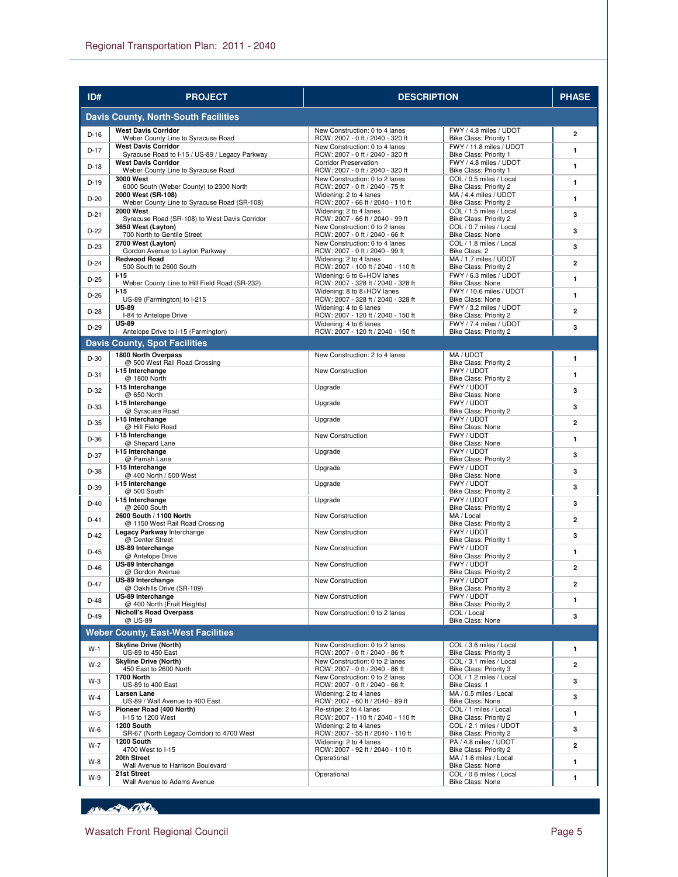| ID# | PROJECT | DESCRIPTION | | PHASE |
|---|---|---|---|---|
| **Davis County, North-South Facilities** | | | | |
| D-16 | **West Davis Corridor** Weber County Line to Syracuse Road | New Construction: 0 to 4 lanes ROW: 2007 - 0 ft / 2040 - 320 ft | FWY / 4.8 miles / UDOT Bike Class: Priority 1 | 2 |
| D-17 | **West Davis Corridor** Syracuse Road to I-15 / US-89 / Legacy Parkway | New Construction: 0 to 4 lanes ROW: 2007 - 0 ft / 2040 - 320 ft | FWY / 11.8 miles / UDOT Bike Class: Priority 1 | 1 |
| D-18 | **West Davis Corridor** Weber County Line to Syracuse Road | Corridor Preservation ROW: 2007 - 0 ft / 2040 - 320 ft | FWY / 4.8 miles / UDOT Bike Class: Priority 1 | 1 |
| D-19 | **3000 West** 6000 South (Weber County) to 2300 North | New Construction: 0 to 2 lanes ROW: 2007 - 0 ft / 2040 - 75 ft | COL / 0.5 miles / Local Bike Class: Priority 2 | 1 |
| D-20 | **2000 West (SR-108)** Weber County Line to Syracuse Road (SR-108) | Widening: 2 to 4 lanes ROW: 2007 - 66 ft / 2040 - 110 ft | MA / 4.4 miles / UDOT Bike Class: Priority 2 | 1 |
| D-21 | **2000 West** Syracuse Road (SR-108) to West Davis Corridor | Widening: 2 to 4 lanes ROW: 2007 - 66 ft / 2040 - 110 ft | COL / 1.5 miles / Local Bike Class: Priority 2 | 3 |
| D-22 | **3650 West (Layton)** 700 North to Gentile Street | New Construction: 0 to 2 lanes ROW: 2007 - 0 ft / 2040 - 66 ft | COL / 0.7 miles / Local Bike Class: None | 3 |
| D-23 | **2700 West (Layton)** Gordon Avenue to Layton Parkway | New Construction: 0 to 4 lanes ROW: 2007 - 0 ft / 2040 - 99 ft | COL / 1.8 miles / Local Bike Class: 2 | 3 |
| D-24 | **Redwood Road** 500 South to 2600 South | Widening: 2 to 4 lanes ROW: 2007 - 100 ft / 2040 - 110 ft | MA / 1.7 miles / UDOT Bike Class: Priority 2 | 2 |
| D-25 | **I-15** Weber County Line to Hill Field Road (SR-232) | Widening: 6 to 6+HOV lanes ROW: 2007 - 328 ft / 2040 - 328 ft | FWY / 6.3 miles / UDOT Bike Class: None | 1 |
| D-26 | **I-15** US-89 (Farmington) to I-215 | Widening: 8 to 8+HOV lanes ROW: 2007 - 328 ft / 2040 - 328 ft | FWY / 10.6 miles / UDOT Bike Class: None | 1 |
| D-28 | **US-89** I-84 to Antelope Drive | Widening: 4 to 6 lanes ROW: 2007 - 120 ft / 2040 - 150 ft | FWY / 3.2 miles / UDOT Bike Class: Priority 2 | 2 |
| D-29 | **US-89** Antelope Drive to I-15 (Farmington) | Widening: 4 to 6 lanes ROW: 2007 - 120 ft / 2040 - 150 ft | FWY / 7.4 miles / UDOT Bike Class: Priority 2 | 3 |
| **Davis County, Spot Facilities** | | | | |
| D-30 | **1800 North Overpass** @ 500 West Rail Road Crossing | New Construction: 2 to 4 lanes | MA / UDOT Bike Class: Priority 2 | 1 |
| D-31 | **I-15 Interchange** @ 1800 North | New Construction | FWY / UDOT Bike Class: Priority 2 | 1 |
| D-32 | **I-15 Interchange** @ 650 North | Upgrade | FWY / UDOT Bike Class: None | 3 |
| D-33 | **I-15 Interchange** @ Syracuse Road | Upgrade | FWY / UDOT Bike Class: Priority 2 | 3 |
| D-35 | **I-15 Interchange** @ Hill Field Road | Upgrade | FWY / UDOT Bike Class: None | 2 |
| D-36 | **I-15 Interchange** @ Shepard Lane | New Construction | FWY / UDOT Bike Class: None | 1 |
| D-37 | **I-15 Interchange** @ Parrish Lane | Upgrade | FWY / UDOT Bike Class: Priority 2 | 3 |
| D-38 | **I-15 Interchange** @ 400 North / 500 West | Upgrade | FWY / UDOT Bike Class: None | 3 |
| D-39 | **I-15 Interchange** @ 500 South | Upgrade | FWY / UDOT Bike Class: Priority 2 | 3 |
| D-40 | **I-15 Interchange** @ 2600 South | Upgrade | FWY / UDOT Bike Class: Priority 2 | 3 |
| D-41 | **2600 South / 1100 North** @ 1150 West Rail Road Crossing | New Construction | MA / Local Bike Class: Priority 2 | 2 |
| D-42 | **Legacy Parkway** Interchange @ Center Street | New Construction | FWY / UDOT Bike Class: Priority 1 | 3 |
| D-45 | **US-89 Interchange** @ Antelope Drive | New Construction | FWY / UDOT Bike Class: Priority 2 | 1 |
| D-46 | **US-89 Interchange** @ Gordon Avenue | New Construction | FWY / UDOT Bike Class: Priority 2 | 2 |
| D-47 | **US-89 Interchange** @ Oakhills Drive (SR-109) | New Construction | FWY / UDOT Bike Class: Priority 2 | 2 |
| D-48 | **US-89 Interchange** @ 400 North (Fruit Heights) | New Construction | FWY / UDOT Bike Class: Priority 2 | 1 |
| D-49 | **Nicholl's Road Overpass** @ US-89 | New Construction: 0 to 2 lanes | COL / Local Bike Class: None | 3 |
| **Weber County, East-West Facilities** | | | | |
| W-1 | **Skyline Drive (North)** US-89 to 450 East | New Construction: 0 to 2 lanes ROW: 2007 - 0 ft / 2040 - 86 ft | COL / 3.6 miles / Local Bike Class: Priority 3 | 1 |
| W-2 | **Skyline Drive (North)** 450 East to 2600 North | New Construction: 0 to 2 lanes ROW: 2007 - 0 ft / 2040 - 86 ft | COL / 3.1 miles / Local Bike Class: Priority 3 | 2 |
| W-3 | **1700 North** US-89 to 400 East | New Construction: 0 to 2 lanes ROW: 2007 - 0 ft / 2040 - 66 ft | COL / 1.2 miles / Local Bike Class: 1 | 3 |
| W-4 | **Larsen Lane** US-89 / Wall Avenue to 400 East | Widening: 2 to 4 lanes ROW: 2007 - 60 ft / 2040 - 89 ft | MA / 0.5 miles / Local Bike Class: None | 3 |
| W-5 | **Pioneer Road (400 North)** I-15 to 1200 West | Re-stripe: 2 to 4 lanes ROW: 2007 - 110 ft / 2040 - 110 ft | COL / 1 miles / Local Bike Class: Priority 2 | 1 |
| W-6 | **1200 South** SR-67 (North Legacy Corridor) to 4700 West | Widening: 2 to 4 lanes ROW: 2007 - 55 ft / 2040 - 110 ft | COL / 2.1 miles / UDOT Bike Class: Priority 2 | 3 |
| W-7 | **1200 South** 4700 West to I-15 | Widening: 2 to 4 lanes ROW: 2007 - 92 ft / 2040 - 110 ft | PA / 4.8 miles / UDOT Bike Class: Priority 2 | 2 |
| W-8 | **20th Street** Wall Avenue to Harrison Boulevard | Operational | MA / 1.6 miles / Local Bike Class: None | 1 |
| W-9 | **21st Street** Wall Avenue to Adams Avenue | Operational | COL / 0.6 miles / Local Bike Class: None | 1 |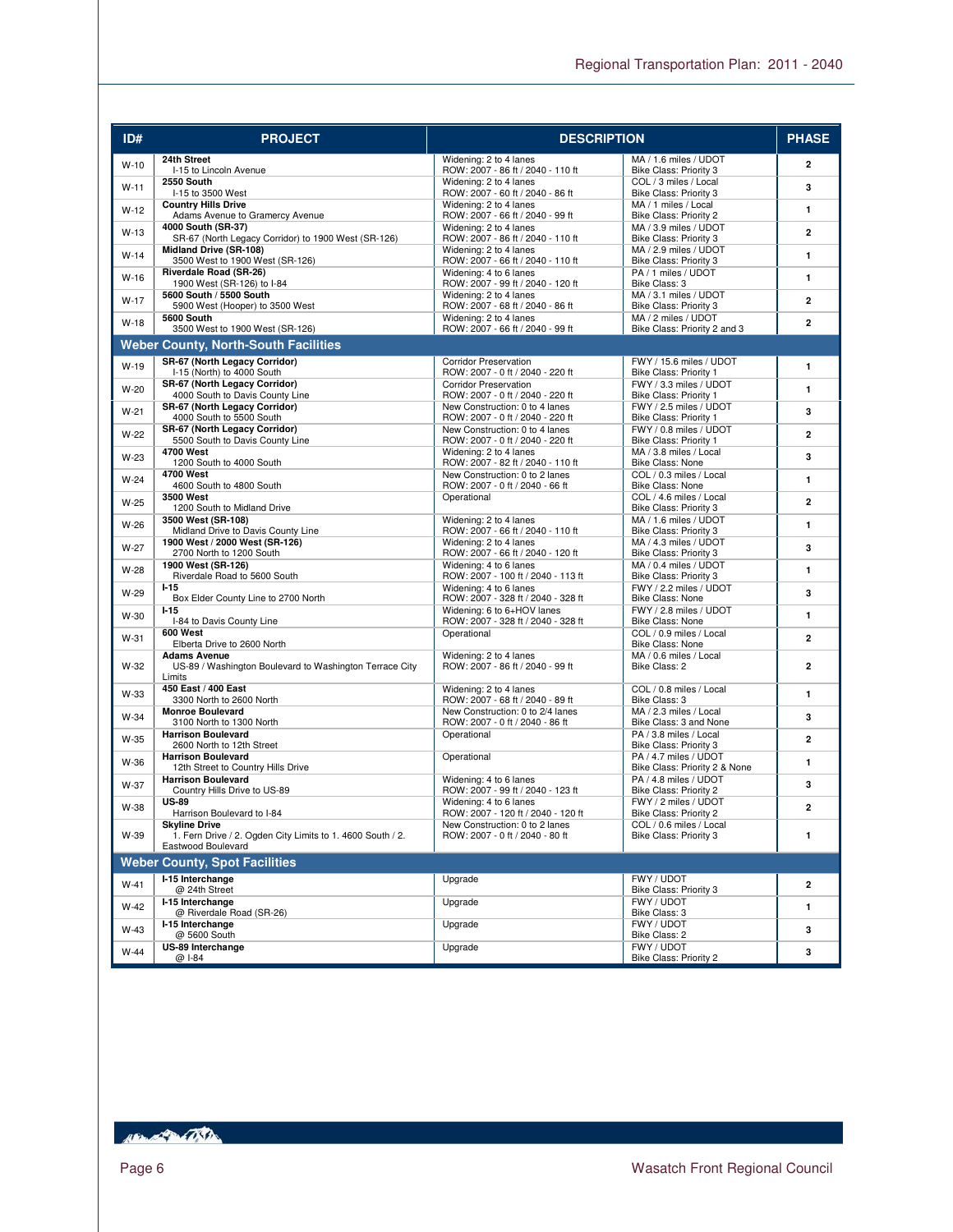| ID# | PROJECT | DESCRIPTION | | PHASE |
|---|---|---|---|---|
| W-10 | **24th Street** I-15 to Lincoln Avenue | Widening: 2 to 4 lanes ROW: 2007 - 86 ft / 2040 - 110 ft | MA / 1.6 miles / UDOT Bike Class: Priority 3 | 2 |
| W-11 | **2550 South** I-15 to 3500 West | Widening: 2 to 4 lanes ROW: 2007 - 60 ft / 2040 - 86 ft | COL / 3 miles / Local Bike Class: Priority 3 | 3 |
| W-12 | **Country Hills Drive** Adams Avenue to Gramercy Avenue | Widening: 2 to 4 lanes ROW: 2007 - 66 ft / 2040 - 99 ft | MA / 1 miles / Local Bike Class: Priority 2 | 1 |
| W-13 | **4000 South (SR-37)** SR-67 (North Legacy Corridor) to 1900 West (SR-126) | Widening: 2 to 4 lanes ROW: 2007 - 86 ft / 2040 - 110 ft | MA / 3.9 miles / UDOT Bike Class: Priority 3 | 2 |
| W-14 | **Midland Drive (SR-108)** 3500 West to 1900 West (SR-126) | Widening: 2 to 4 lanes ROW: 2007 - 66 ft / 2040 - 110 ft | MA / 2.9 miles / UDOT Bike Class: Priority 3 | 1 |
| W-16 | **Riverdale Road (SR-26)** 1900 West (SR-126) to I-84 | Widening: 4 to 6 lanes ROW: 2007 - 99 ft / 2040 - 120 ft | PA / 1 miles / UDOT Bike Class: 3 | 1 |
| W-17 | **5600 South / 5500 South** 5900 West (Hooper) to 3500 West | Widening: 2 to 4 lanes ROW: 2007 - 68 ft / 2040 - 86 ft | MA / 3.1 miles / UDOT Bike Class: Priority 3 | 2 |
| W-18 | **5600 South** 3500 West to 1900 West (SR-126) | Widening: 2 to 4 lanes ROW: 2007 - 66 ft / 2040 - 99 ft | MA / 2 miles / UDOT Bike Class: Priority 2 and 3 | 2 |
| **Weber County, North-South Facilities** | | | | |
| W-19 | **SR-67 (North Legacy Corridor)** I-15 (North) to 4000 South | Corridor Preservation ROW: 2007 - 0 ft / 2040 - 220 ft | FWY / 15.6 miles / UDOT Bike Class: Priority 1 | 1 |
| W-20 | **SR-67 (North Legacy Corridor)** 4000 South to Davis County Line | Corridor Preservation ROW: 2007 - 0 ft / 2040 - 220 ft | FWY / 3.3 miles / UDOT Bike Class: Priority 1 | 1 |
| W-21 | **SR-67 (North Legacy Corridor)** 4000 South to 5500 South | New Construction: 0 to 4 lanes ROW: 2007 - 0 ft / 2040 - 220 ft | FWY / 2.5 miles / UDOT Bike Class: Priority 1 | 3 |
| W-22 | **SR-67 (North Legacy Corridor)** 5500 South to Davis County Line | New Construction: 0 to 4 lanes ROW: 2007 - 0 ft / 2040 - 220 ft | FWY / 0.8 miles / UDOT Bike Class: Priority 1 | 2 |
| W-23 | **4700 West** 1200 South to 4000 South | Widening: 2 to 4 lanes ROW: 2007 - 82 ft / 2040 - 110 ft | MA / 3.8 miles / Local Bike Class: None | 3 |
| W-24 | **4700 West** 4600 South to 4800 South | New Construction: 0 to 2 lanes ROW: 2007 - 0 ft / 2040 - 66 ft | COL / 0.3 miles / Local Bike Class: None | 1 |
| W-25 | **3500 West** 1200 South to Midland Drive | Operational | COL / 4.6 miles / Local Bike Class: Priority 3 | 2 |
| W-26 | **3500 West (SR-108)** Midland Drive to Davis County Line | Widening: 2 to 4 lanes ROW: 2007 - 66 ft / 2040 - 110 ft | MA / 1.6 miles / UDOT Bike Class: Priority 3 | 1 |
| W-27 | **1900 West / 2000 West (SR-126)** 2700 North to 1200 South | Widening: 2 to 4 lanes ROW: 2007 - 66 ft / 2040 - 120 ft | MA / 4.3 miles / UDOT Bike Class: Priority 3 | 3 |
| W-28 | **1900 West (SR-126)** Riverdale Road to 5600 South | Widening: 4 to 6 lanes ROW: 2007 - 100 ft / 2040 - 113 ft | MA / 0.4 miles / UDOT Bike Class: Priority 3 | 1 |
| W-29 | **I-15** Box Elder County Line to 2700 North | Widening: 4 to 6 lanes ROW: 2007 - 328 ft / 2040 - 328 ft | FWY / 2.2 miles / UDOT Bike Class: None | 3 |
| W-30 | **I-15** I-84 to Davis County Line | Widening: 6 to 6+HOV lanes ROW: 2007 - 328 ft / 2040 - 328 ft | FWY / 2.8 miles / UDOT Bike Class: None | 1 |
| W-31 | **600 West** Elberta Drive to 2600 North | Operational | COL / 0.9 miles / Local Bike Class: None | 2 |
| W-32 | **Adams Avenue** US-89 / Washington Boulevard to Washington Terrace City Limits | Widening: 2 to 4 lanes ROW: 2007 - 86 ft / 2040 - 99 ft | MA / 0.6 miles / Local Bike Class: 2 | 2 |
| W-33 | **450 East / 400 East** 3300 North to 2600 North | Widening: 2 to 4 lanes ROW: 2007 - 68 ft / 2040 - 89 ft | COL / 0.8 miles / Local Bike Class: 3 | 1 |
| W-34 | **Monroe Boulevard** 3100 North to 1300 North | New Construction: 0 to 2/4 lanes ROW: 2007 - 0 ft / 2040 - 86 ft | MA / 2.3 miles / Local Bike Class: 3 and None | 3 |
| W-35 | **Harrison Boulevard** 2600 North to 12th Street | Operational | PA / 3.8 miles / Local Bike Class: Priority 3 | 2 |
| W-36 | **Harrison Boulevard** 12th Street to Country Hills Drive | Operational | PA / 4.7 miles / UDOT Bike Class: Priority 2 & None | 1 |
| W-37 | **Harrison Boulevard** Country Hills Drive to US-89 | Widening: 4 to 6 lanes ROW: 2007 - 99 ft / 2040 - 123 ft | PA / 4.8 miles / UDOT Bike Class: Priority 2 | 3 |
| W-38 | **US-89** Harrison Boulevard to I-84 | Widening: 4 to 6 lanes ROW: 2007 - 120 ft / 2040 - 120 ft | FWY / 2 miles / UDOT Bike Class: Priority 2 | 2 |
| W-39 | **Skyline Drive** 1. Fern Drive / 2. Ogden City Limits to 1. 4600 South / 2. Eastwood Boulevard | New Construction: 0 to 2 lanes ROW: 2007 - 0 ft / 2040 - 80 ft | COL / 0.6 miles / Local Bike Class: Priority 3 | 1 |
| **Weber County, Spot Facilities** | | | | |
| W-41 | **I-15 Interchange** @ 24th Street | Upgrade | FWY / UDOT Bike Class: Priority 3 | 2 |
| W-42 | **I-15 Interchange** @ Riverdale Road (SR-26) | Upgrade | FWY / UDOT Bike Class: 3 | 1 |
| W-43 | **I-15 Interchange** @ 5600 South | Upgrade | FWY / UDOT Bike Class: 2 | 3 |
| W-44 | **US-89 Interchange** @ I-84 | Upgrade | FWY / UDOT Bike Class: Priority 2 | 3 |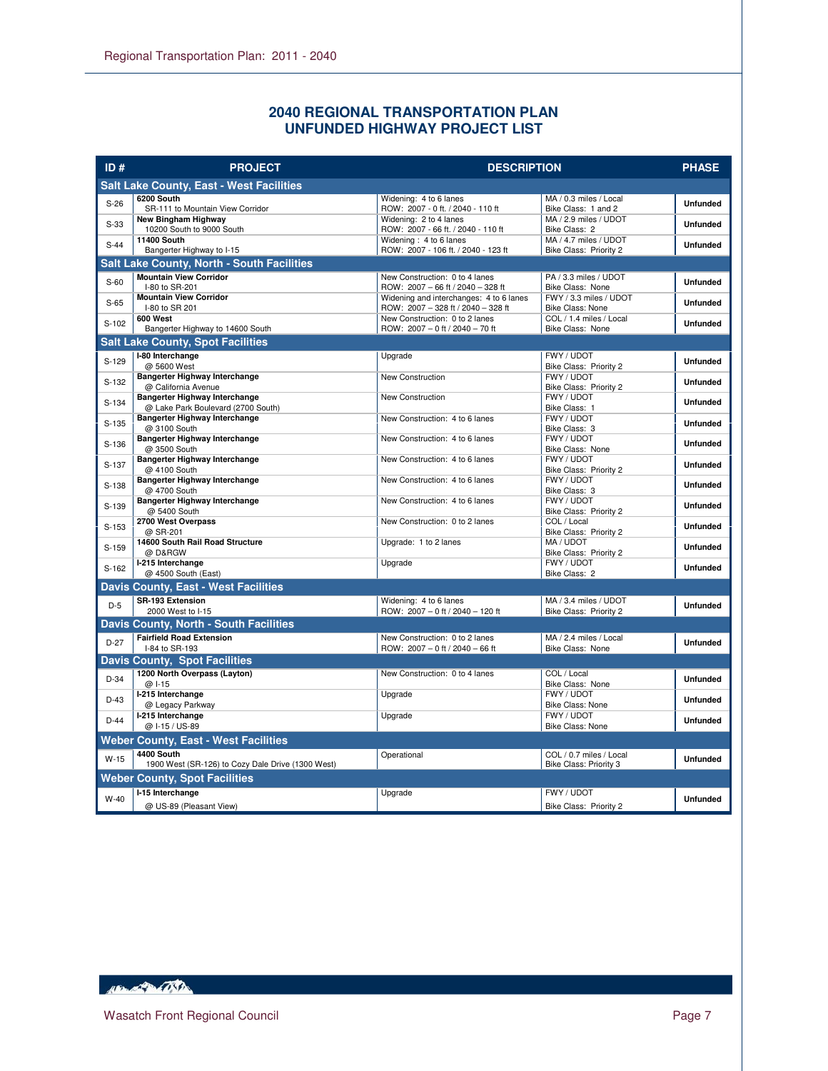# 2040 REGIONAL TRANSPORTATION PLAN
# UNFUNDED HIGHWAY PROJECT LIST

| ID # | PROJECT | DESCRIPTION | | PHASE |
|---|---|---|---|---|
| **Salt Lake County, East - West Facilities** | | | | |
| S-26 | **6200 South** SR-111 to Mountain View Corridor | Widening: 4 to 6 lanes ROW: 2007 - 0 ft. / 2040 - 110 ft | MA / 0.3 miles / Local Bike Class: 1 and 2 | **Unfunded** |
| S-33 | **New Bingham Highway** 10200 South to 9000 South | Widening: 2 to 4 lanes ROW: 2007 - 66 ft. / 2040 - 110 ft | MA / 2.9 miles / UDOT Bike Class: 2 | **Unfunded** |
| S-44 | **11400 South** Bangerter Highway to I-15 | Widening : 4 to 6 lanes ROW: 2007 - 106 ft. / 2040 - 123 ft | MA / 4.7 miles / UDOT Bike Class: Priority 2 | **Unfunded** |
| **Salt Lake County, North - South Facilities** | | | | |
| S-60 | **Mountain View Corridor** I-80 to SR-201 | New Construction: 0 to 4 lanes ROW: 2007 – 66 ft / 2040 – 328 ft | PA / 3.3 miles / UDOT Bike Class: None | **Unfunded** |
| S-65 | **Mountain View Corridor** I-80 to SR 201 | Widening and interchanges: 4 to 6 lanes ROW: 2007 – 328 ft / 2040 – 328 ft | FWY / 3.3 miles / UDOT Bike Class: None | **Unfunded** |
| S-102 | **600 West** Bangerter Highway to 14600 South | New Construction: 0 to 2 lanes ROW: 2007 – 0 ft / 2040 – 70 ft | COL / 1.4 miles / Local Bike Class: None | **Unfunded** |
| **Salt Lake County, Spot Facilities** | | | | |
| S-129 | **I-80 Interchange** @ 5600 West | Upgrade | FWY / UDOT Bike Class: Priority 2 | **Unfunded** |
| S-132 | **Bangerter Highway Interchange** @ California Avenue | New Construction | FWY / UDOT Bike Class: Priority 2 | **Unfunded** |
| S-134 | **Bangerter Highway Interchange** @ Lake Park Boulevard (2700 South) | New Construction | FWY / UDOT Bike Class: 1 | **Unfunded** |
| S-135 | **Bangerter Highway Interchange** @ 3100 South | New Construction: 4 to 6 lanes | FWY / UDOT Bike Class: 3 | **Unfunded** |
| S-136 | **Bangerter Highway Interchange** @ 3500 South | New Construction: 4 to 6 lanes | FWY / UDOT Bike Class: None | **Unfunded** |
| S-137 | **Bangerter Highway Interchange** @ 4100 South | New Construction: 4 to 6 lanes | FWY / UDOT Bike Class: Priority 2 | **Unfunded** |
| S-138 | **Bangerter Highway Interchange** @ 4700 South | New Construction: 4 to 6 lanes | FWY / UDOT Bike Class: 3 | **Unfunded** |
| S-139 | **Bangerter Highway Interchange** @ 5400 South | New Construction: 4 to 6 lanes | FWY / UDOT Bike Class: Priority 2 | **Unfunded** |
| S-153 | **2700 West Overpass** @ SR-201 | New Construction: 0 to 2 lanes | COL / Local Bike Class: Priority 2 | **Unfunded** |
| S-159 | **14600 South Rail Road Structure** @ D&RGW | Upgrade: 1 to 2 lanes | MA / UDOT Bike Class: Priority 2 | **Unfunded** |
| S-162 | **I-215 Interchange** @ 4500 South (East) | Upgrade | FWY / UDOT Bike Class: 2 | **Unfunded** |
| **Davis County, East - West Facilities** | | | | |
| D-5 | **SR-193 Extension** 2000 West to I-15 | Widening: 4 to 6 lanes ROW: 2007 – 0 ft / 2040 – 120 ft | MA / 3.4 miles / UDOT Bike Class: Priority 2 | **Unfunded** |
| **Davis County, North - South Facilities** | | | | |
| D-27 | **Fairfield Road Extension** I-84 to SR-193 | New Construction: 0 to 2 lanes ROW: 2007 – 0 ft / 2040 – 66 ft | MA / 2.4 miles / Local Bike Class: None | **Unfunded** |
| **Davis County, Spot Facilities** | | | | |
| D-34 | **1200 North Overpass (Layton)** @ I-15 | New Construction: 0 to 4 lanes | COL / Local Bike Class: None | **Unfunded** |
| D-43 | **I-215 Interchange** @ Legacy Parkway | Upgrade | FWY / UDOT Bike Class: None | **Unfunded** |
| D-44 | **I-215 Interchange** @ I-15 / US-89 | Upgrade | FWY / UDOT Bike Class: None | **Unfunded** |
| **Weber County, East - West Facilities** | | | | |
| W-15 | **4400 South** 1900 West (SR-126) to Cozy Dale Drive (1300 West) | Operational | COL / 0.7 miles / Local Bike Class: Priority 3 | **Unfunded** |
| **Weber County, Spot Facilities** | | | | |
| W-40 | **I-15 Interchange** @ US-89 (Pleasant View) | Upgrade | FWY / UDOT Bike Class: Priority 2 | **Unfunded** |